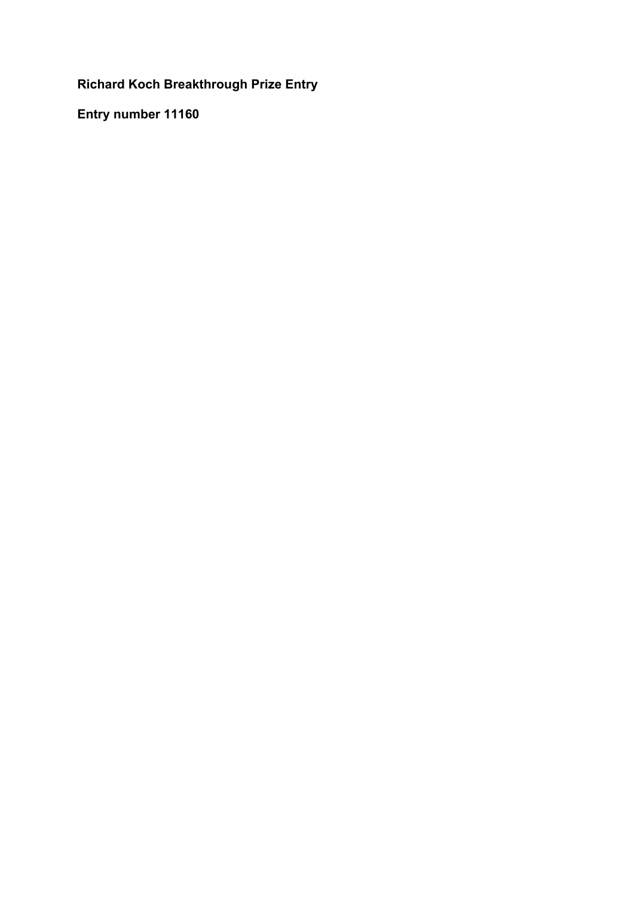**Richard Koch Breakthrough Prize Entry**

**Entry number 11160**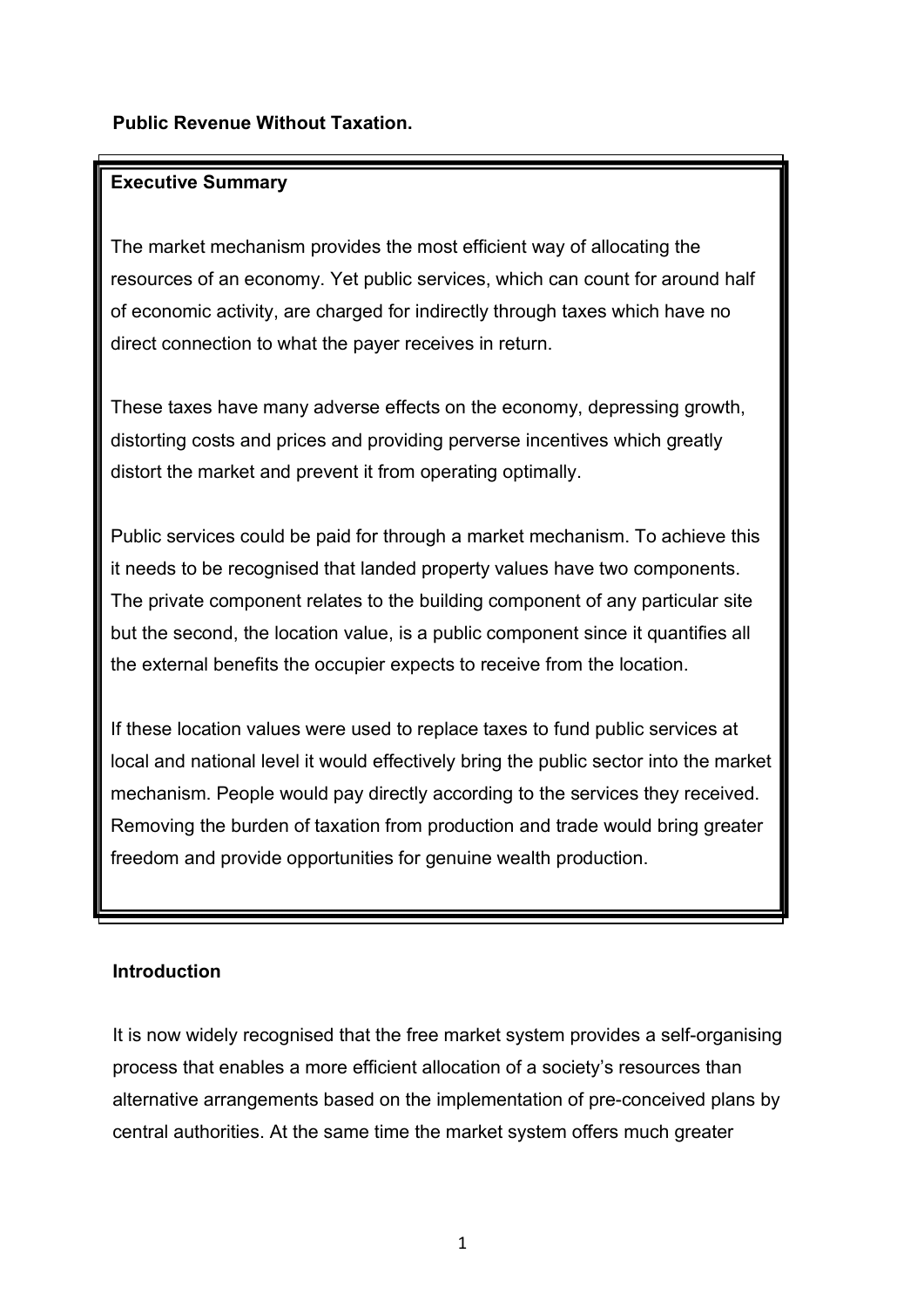**Public Revenue Without Taxation.**

**Executive Summary**

The market mechanism provides the most efficient way of allocating the resources of an economy. Yet public services, which can count for around half of economic activity, are charged for indirectly through taxes which have no direct connection to what the payer receives in return.

These taxes have many adverse effects on the economy, depressing growth, distorting costs and prices and providing perverse incentives which greatly distort the market and prevent it from operating optimally.

Public services could be paid for through a market mechanism. To achieve this it needs to be recognised that landed property values have two components. The private component relates to the building component of any particular site but the second, the location value, is a public component since it quantifies all the external benefits the occupier expects to receive from the location.

If these location values were used to replace taxes to fund public services at local and national level it would effectively bring the public sector into the market mechanism. People would pay directly according to the services they received. Removing the burden of taxation from production and trade would bring greater freedom and provide opportunities for genuine wealth production.

**Introduction**

It is now widely recognised that the free market system provides a self-organising process that enables a more efficient allocation of a society's resources than alternative arrangements based on the implementation of pre-conceived plans by central authorities. At the same time the market system offers much greater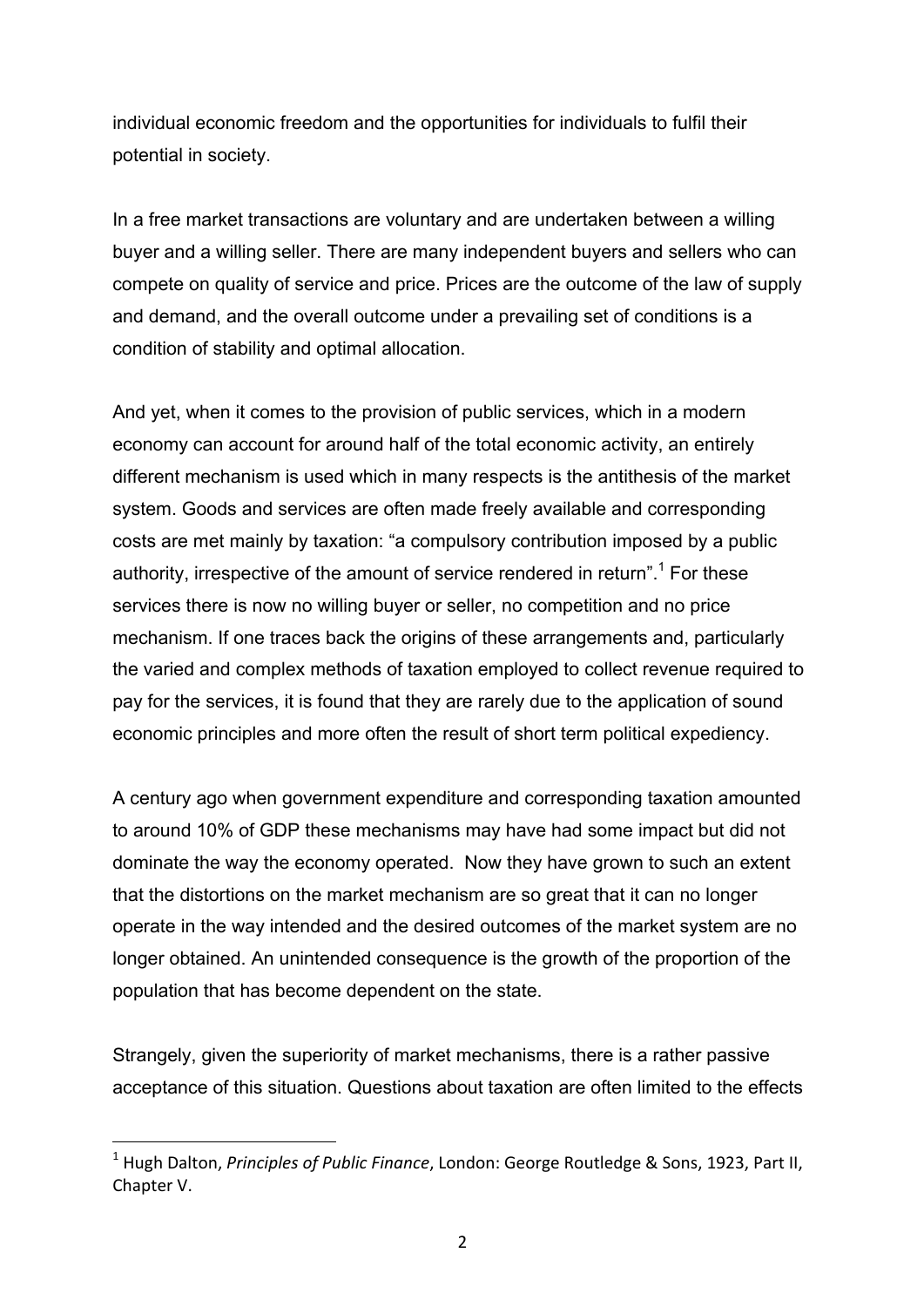individual economic freedom and the opportunities for individuals to fulfil their potential in society.

In a free market transactions are voluntary and are undertaken between a willing buyer and a willing seller. There are many independent buyers and sellers who can compete on quality of service and price. Prices are the outcome of the law of supply and demand, and the overall outcome under a prevailing set of conditions is a condition of stability and optimal allocation.

And yet, when it comes to the provision of public services, which in a modern economy can account for around half of the total economic activity, an entirely different mechanism is used which in many respects is the antithesis of the market system. Goods and services are often made freely available and corresponding costs are met mainly by taxation: "a compulsory contribution imposed by a public authority, irrespective of the amount of service rendered in return".[1] For these services there is now no willing buyer or seller, no competition and no price mechanism. If one traces back the origins of these arrangements and, particularly the varied and complex methods of taxation employed to collect revenue required to pay for the services, it is found that they are rarely due to the application of sound economic principles and more often the result of short term political expediency.

A century ago when government expenditure and corresponding taxation amounted to around 10% of GDP these mechanisms may have had some impact but did not dominate the way the economy operated. Now they have grown to such an extent that the distortions on the market mechanism are so great that it can no longer operate in the way intended and the desired outcomes of the market system are no longer obtained. An unintended consequence is the growth of the proportion of the population that has become dependent on the state.

Strangely, given the superiority of market mechanisms, there is a rather passive acceptance of this situation. Questions about taxation are often limited to the effects

---

[1] Hugh Dalton, *Principles of Public Finance*, London: George Routledge & Sons, 1923, Part II, Chapter V.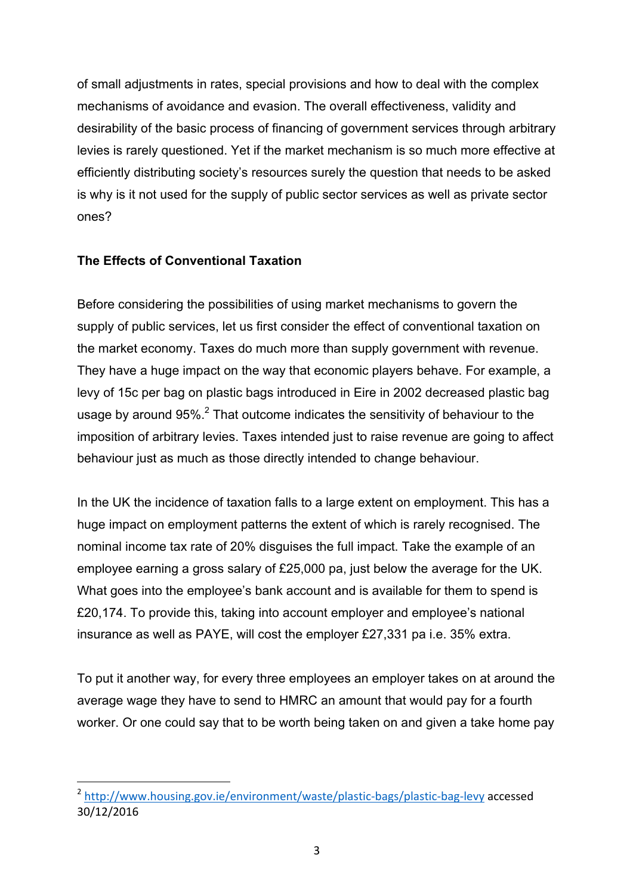of small adjustments in rates, special provisions and how to deal with the complex mechanisms of avoidance and evasion. The overall effectiveness, validity and desirability of the basic process of financing of government services through arbitrary levies is rarely questioned. Yet if the market mechanism is so much more effective at efficiently distributing society's resources surely the question that needs to be asked is why is it not used for the supply of public sector services as well as private sector ones?

**The Effects of Conventional Taxation**

Before considering the possibilities of using market mechanisms to govern the supply of public services, let us first consider the effect of conventional taxation on the market economy. Taxes do much more than supply government with revenue. They have a huge impact on the way that economic players behave. For example, a levy of 15c per bag on plastic bags introduced in Eire in 2002 decreased plastic bag usage by around 95%.[2] That outcome indicates the sensitivity of behaviour to the imposition of arbitrary levies. Taxes intended just to raise revenue are going to affect behaviour just as much as those directly intended to change behaviour.

In the UK the incidence of taxation falls to a large extent on employment. This has a huge impact on employment patterns the extent of which is rarely recognised. The nominal income tax rate of 20% disguises the full impact. Take the example of an employee earning a gross salary of £25,000 pa, just below the average for the UK. What goes into the employee's bank account and is available for them to spend is £20,174. To provide this, taking into account employer and employee's national insurance as well as PAYE, will cost the employer £27,331 pa i.e. 35% extra.

To put it another way, for every three employees an employer takes on at around the average wage they have to send to HMRC an amount that would pay for a fourth worker. Or one could say that to be worth being taken on and given a take home pay

---

[2] http://www.housing.gov.ie/environment/waste/plastic-bags/plastic-bag-levy accessed 30/12/2016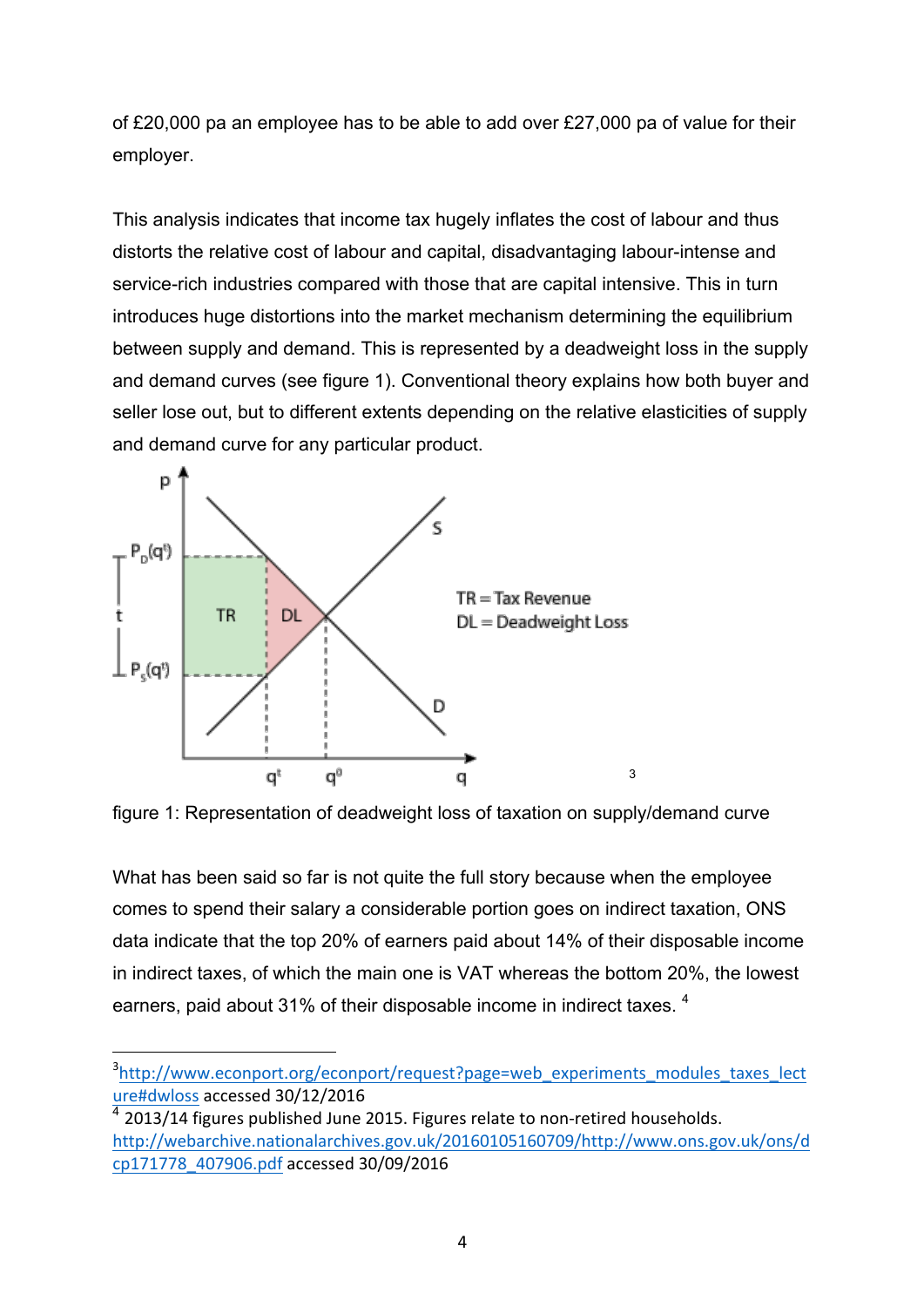of £20,000 pa an employee has to be able to add over £27,000 pa of value for their employer.

This analysis indicates that income tax hugely inflates the cost of labour and thus distorts the relative cost of labour and capital, disadvantaging labour-intense and service-rich industries compared with those that are capital intensive. This in turn introduces huge distortions into the market mechanism determining the equilibrium between supply and demand. This is represented by a deadweight loss in the supply and demand curves (see figure 1). Conventional theory explains how both buyer and seller lose out, but to different extents depending on the relative elasticities of supply and demand curve for any particular product.

[3]

figure 1: Representation of deadweight loss of taxation on supply/demand curve

What has been said so far is not quite the full story because when the employee comes to spend their salary a considerable portion goes on indirect taxation, ONS data indicate that the top 20% of earners paid about 14% of their disposable income in indirect taxes, of which the main one is VAT whereas the bottom 20%, the lowest earners, paid about 31% of their disposable income in indirect taxes. [4]

---

[3] http://www.econport.org/econport/request?page=web_experiments_modules_taxes_lecture#dwloss accessed 30/12/2016

[4] 2013/14 figures published June 2015. Figures relate to non-retired households. http://webarchive.nationalarchives.gov.uk/20160105160709/http://www.ons.gov.uk/ons/dcp171778_407906.pdf accessed 30/09/2016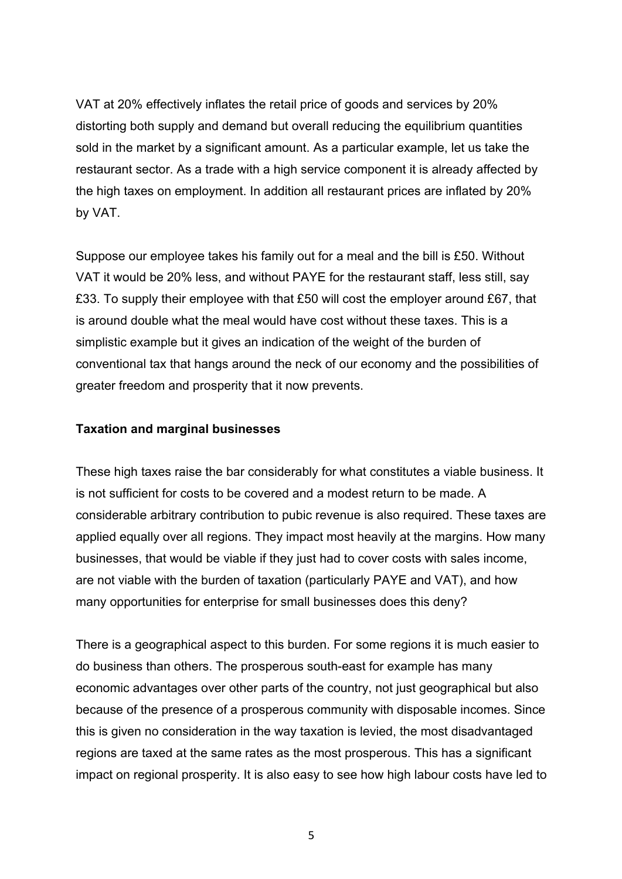VAT at 20% effectively inflates the retail price of goods and services by 20% distorting both supply and demand but overall reducing the equilibrium quantities sold in the market by a significant amount. As a particular example, let us take the restaurant sector. As a trade with a high service component it is already affected by the high taxes on employment. In addition all restaurant prices are inflated by 20% by VAT.

Suppose our employee takes his family out for a meal and the bill is £50. Without VAT it would be 20% less, and without PAYE for the restaurant staff, less still, say £33. To supply their employee with that £50 will cost the employer around £67, that is around double what the meal would have cost without these taxes. This is a simplistic example but it gives an indication of the weight of the burden of conventional tax that hangs around the neck of our economy and the possibilities of greater freedom and prosperity that it now prevents.

**Taxation and marginal businesses**

These high taxes raise the bar considerably for what constitutes a viable business. It is not sufficient for costs to be covered and a modest return to be made. A considerable arbitrary contribution to pubic revenue is also required. These taxes are applied equally over all regions. They impact most heavily at the margins. How many businesses, that would be viable if they just had to cover costs with sales income, are not viable with the burden of taxation (particularly PAYE and VAT), and how many opportunities for enterprise for small businesses does this deny?

There is a geographical aspect to this burden. For some regions it is much easier to do business than others. The prosperous south-east for example has many economic advantages over other parts of the country, not just geographical but also because of the presence of a prosperous community with disposable incomes. Since this is given no consideration in the way taxation is levied, the most disadvantaged regions are taxed at the same rates as the most prosperous. This has a significant impact on regional prosperity. It is also easy to see how high labour costs have led to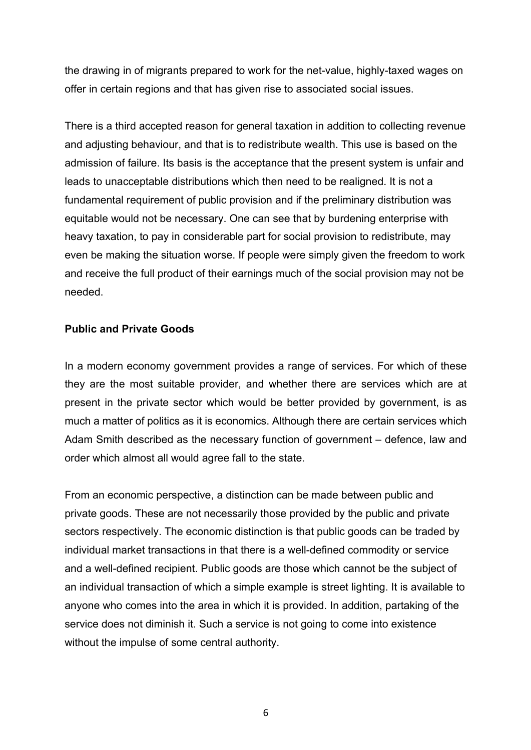the drawing in of migrants prepared to work for the net-value, highly-taxed wages on offer in certain regions and that has given rise to associated social issues.

There is a third accepted reason for general taxation in addition to collecting revenue and adjusting behaviour, and that is to redistribute wealth. This use is based on the admission of failure. Its basis is the acceptance that the present system is unfair and leads to unacceptable distributions which then need to be realigned. It is not a fundamental requirement of public provision and if the preliminary distribution was equitable would not be necessary. One can see that by burdening enterprise with heavy taxation, to pay in considerable part for social provision to redistribute, may even be making the situation worse. If people were simply given the freedom to work and receive the full product of their earnings much of the social provision may not be needed.

**Public and Private Goods**

In a modern economy government provides a range of services. For which of these they are the most suitable provider, and whether there are services which are at present in the private sector which would be better provided by government, is as much a matter of politics as it is economics. Although there are certain services which Adam Smith described as the necessary function of government – defence, law and order which almost all would agree fall to the state.

From an economic perspective, a distinction can be made between public and private goods. These are not necessarily those provided by the public and private sectors respectively. The economic distinction is that public goods can be traded by individual market transactions in that there is a well-defined commodity or service and a well-defined recipient. Public goods are those which cannot be the subject of an individual transaction of which a simple example is street lighting. It is available to anyone who comes into the area in which it is provided. In addition, partaking of the service does not diminish it. Such a service is not going to come into existence without the impulse of some central authority.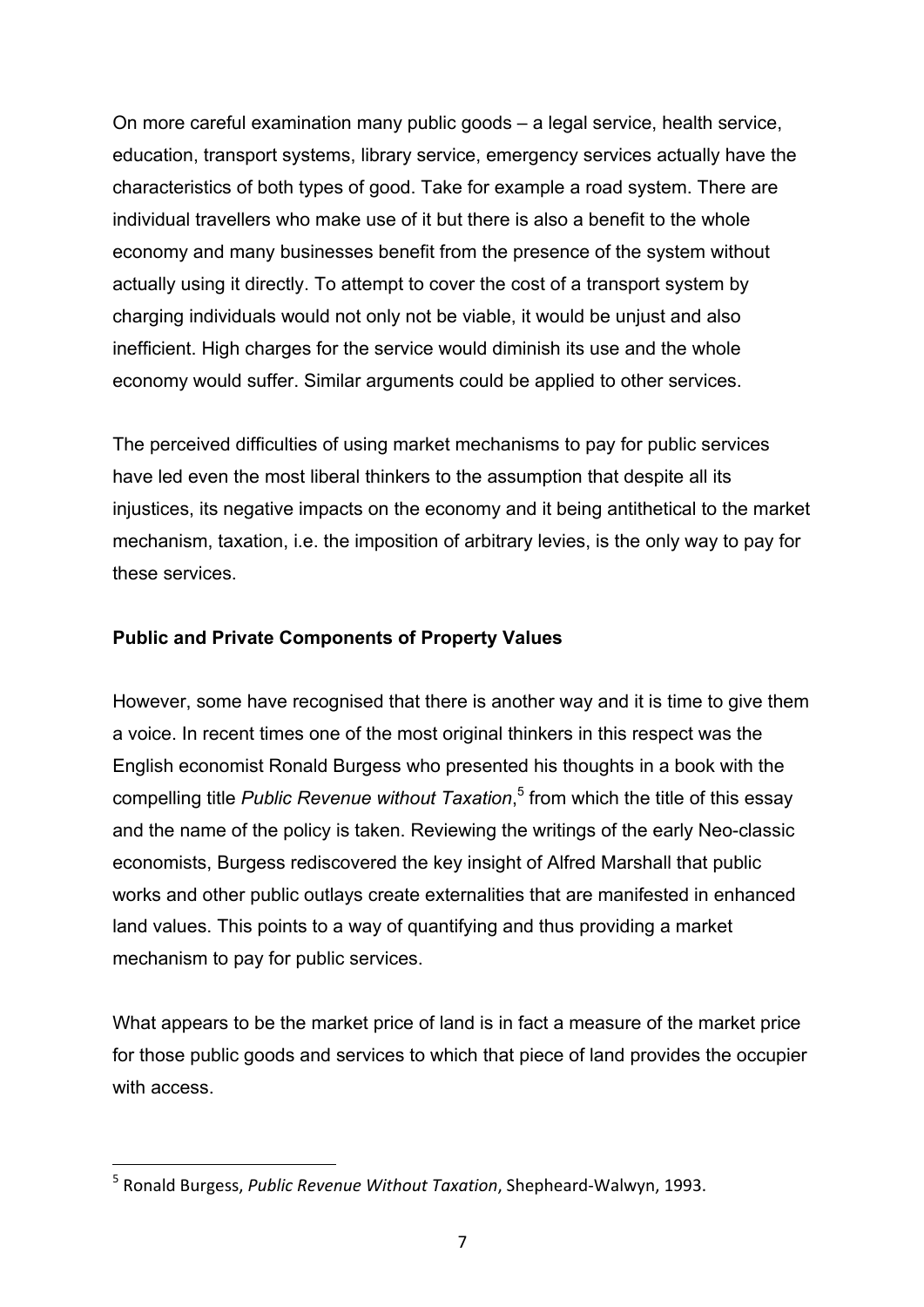On more careful examination many public goods – a legal service, health service, education, transport systems, library service, emergency services actually have the characteristics of both types of good. Take for example a road system. There are individual travellers who make use of it but there is also a benefit to the whole economy and many businesses benefit from the presence of the system without actually using it directly. To attempt to cover the cost of a transport system by charging individuals would not only not be viable, it would be unjust and also inefficient. High charges for the service would diminish its use and the whole economy would suffer. Similar arguments could be applied to other services.

The perceived difficulties of using market mechanisms to pay for public services have led even the most liberal thinkers to the assumption that despite all its injustices, its negative impacts on the economy and it being antithetical to the market mechanism, taxation, i.e. the imposition of arbitrary levies, is the only way to pay for these services.

**Public and Private Components of Property Values**

However, some have recognised that there is another way and it is time to give them a voice. In recent times one of the most original thinkers in this respect was the English economist Ronald Burgess who presented his thoughts in a book with the compelling title *Public Revenue without Taxation*,[5] from which the title of this essay and the name of the policy is taken. Reviewing the writings of the early Neo-classic economists, Burgess rediscovered the key insight of Alfred Marshall that public works and other public outlays create externalities that are manifested in enhanced land values. This points to a way of quantifying and thus providing a market mechanism to pay for public services.

What appears to be the market price of land is in fact a measure of the market price for those public goods and services to which that piece of land provides the occupier with access.

[5] Ronald Burgess, *Public Revenue Without Taxation*, Shepheard-Walwyn, 1993.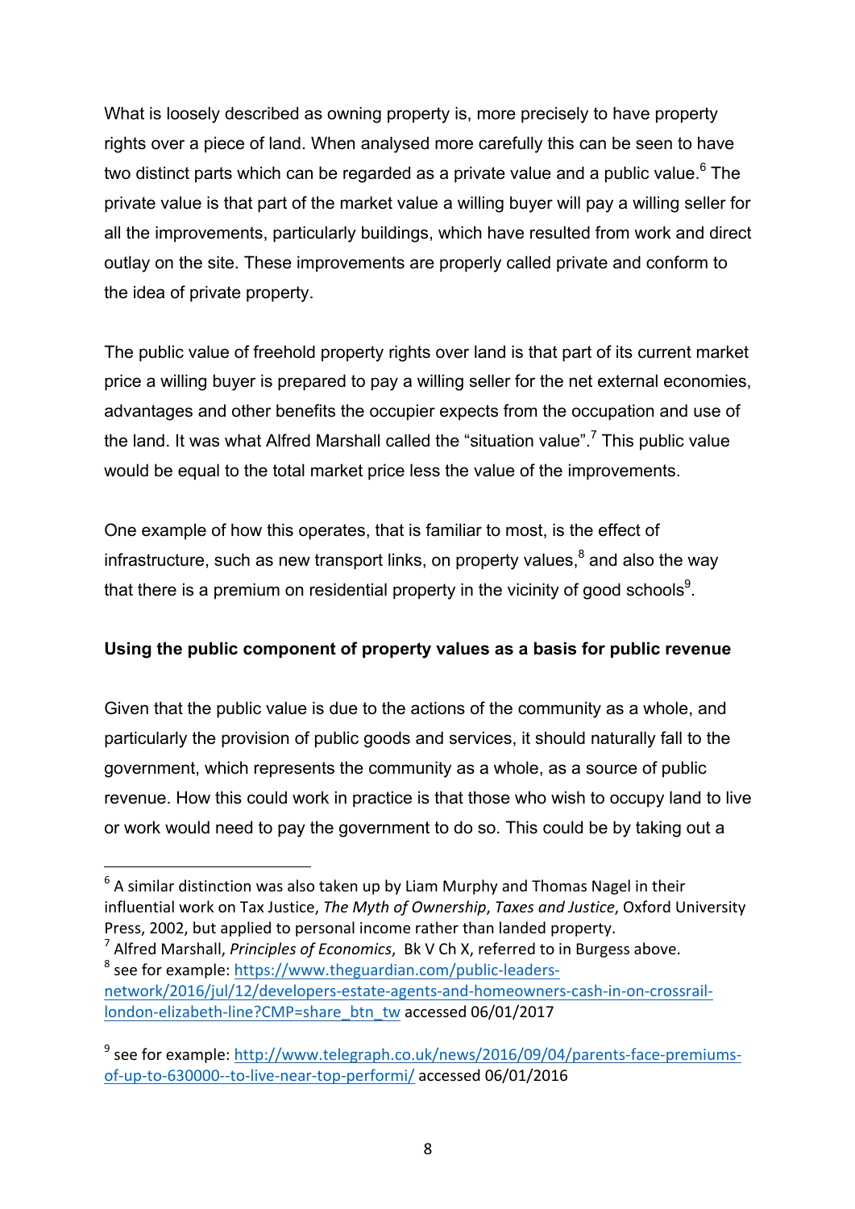What is loosely described as owning property is, more precisely to have property rights over a piece of land. When analysed more carefully this can be seen to have two distinct parts which can be regarded as a private value and a public value.[6] The private value is that part of the market value a willing buyer will pay a willing seller for all the improvements, particularly buildings, which have resulted from work and direct outlay on the site. These improvements are properly called private and conform to the idea of private property.

The public value of freehold property rights over land is that part of its current market price a willing buyer is prepared to pay a willing seller for the net external economies, advantages and other benefits the occupier expects from the occupation and use of the land. It was what Alfred Marshall called the "situation value".[7] This public value would be equal to the total market price less the value of the improvements.

One example of how this operates, that is familiar to most, is the effect of infrastructure, such as new transport links, on property values,[8] and also the way that there is a premium on residential property in the vicinity of good schools[9].

**Using the public component of property values as a basis for public revenue**

Given that the public value is due to the actions of the community as a whole, and particularly the provision of public goods and services, it should naturally fall to the government, which represents the community as a whole, as a source of public revenue. How this could work in practice is that those who wish to occupy land to live or work would need to pay the government to do so. This could be by taking out a

---

[6] A similar distinction was also taken up by Liam Murphy and Thomas Nagel in their influential work on Tax Justice, *The Myth of Ownership*, *Taxes and Justice*, Oxford University Press, 2002, but applied to personal income rather than landed property.

[7] Alfred Marshall, *Principles of Economics*, Bk V Ch X, referred to in Burgess above.

[8] see for example: https://www.theguardian.com/public-leaders-network/2016/jul/12/developers-estate-agents-and-homeowners-cash-in-on-crossrail-london-elizabeth-line?CMP=share_btn_tw accessed 06/01/2017

[9] see for example: http://www.telegraph.co.uk/news/2016/09/04/parents-face-premiums-of-up-to-630000--to-live-near-top-performi/ accessed 06/01/2016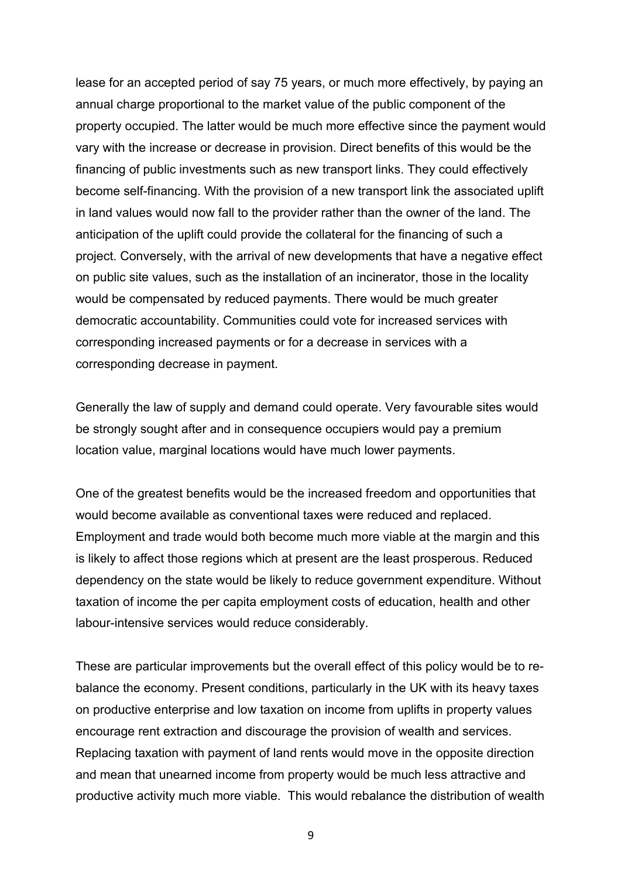lease for an accepted period of say 75 years, or much more effectively, by paying an annual charge proportional to the market value of the public component of the property occupied. The latter would be much more effective since the payment would vary with the increase or decrease in provision. Direct benefits of this would be the financing of public investments such as new transport links. They could effectively become self-financing. With the provision of a new transport link the associated uplift in land values would now fall to the provider rather than the owner of the land. The anticipation of the uplift could provide the collateral for the financing of such a project. Conversely, with the arrival of new developments that have a negative effect on public site values, such as the installation of an incinerator, those in the locality would be compensated by reduced payments. There would be much greater democratic accountability. Communities could vote for increased services with corresponding increased payments or for a decrease in services with a corresponding decrease in payment.

Generally the law of supply and demand could operate. Very favourable sites would be strongly sought after and in consequence occupiers would pay a premium location value, marginal locations would have much lower payments.

One of the greatest benefits would be the increased freedom and opportunities that would become available as conventional taxes were reduced and replaced. Employment and trade would both become much more viable at the margin and this is likely to affect those regions which at present are the least prosperous. Reduced dependency on the state would be likely to reduce government expenditure. Without taxation of income the per capita employment costs of education, health and other labour-intensive services would reduce considerably.

These are particular improvements but the overall effect of this policy would be to re-balance the economy. Present conditions, particularly in the UK with its heavy taxes on productive enterprise and low taxation on income from uplifts in property values encourage rent extraction and discourage the provision of wealth and services. Replacing taxation with payment of land rents would move in the opposite direction and mean that unearned income from property would be much less attractive and productive activity much more viable. This would rebalance the distribution of wealth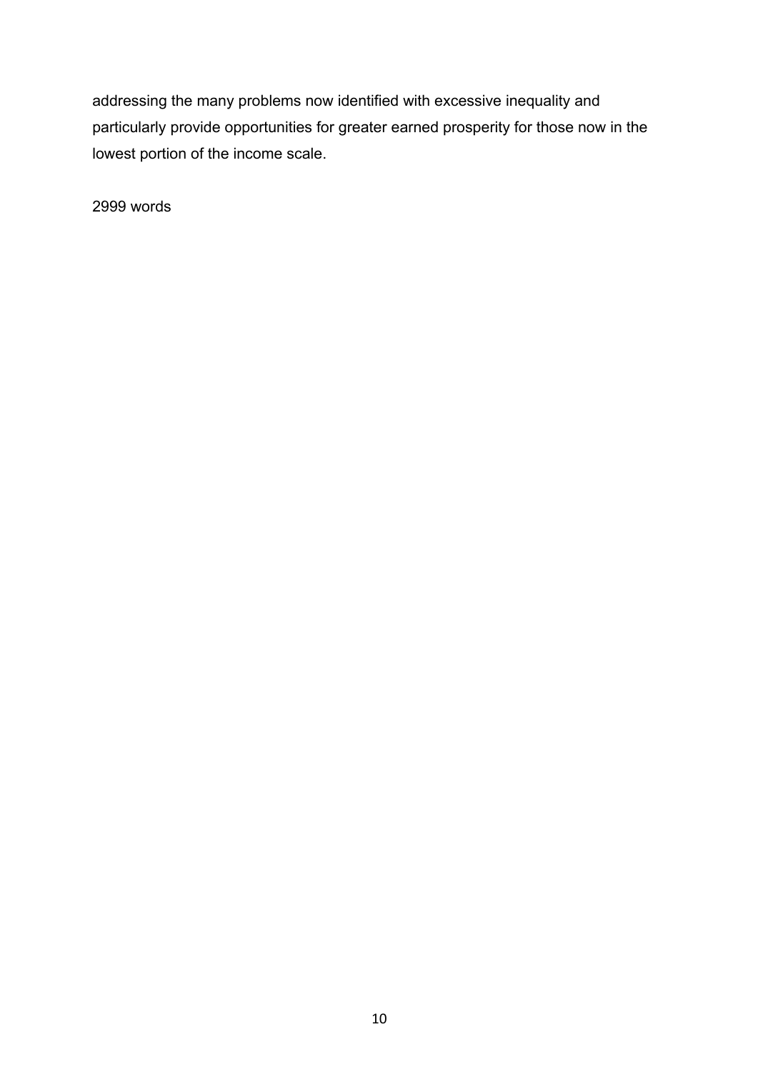addressing the many problems now identified with excessive inequality and particularly provide opportunities for greater earned prosperity for those now in the lowest portion of the income scale.

2999 words